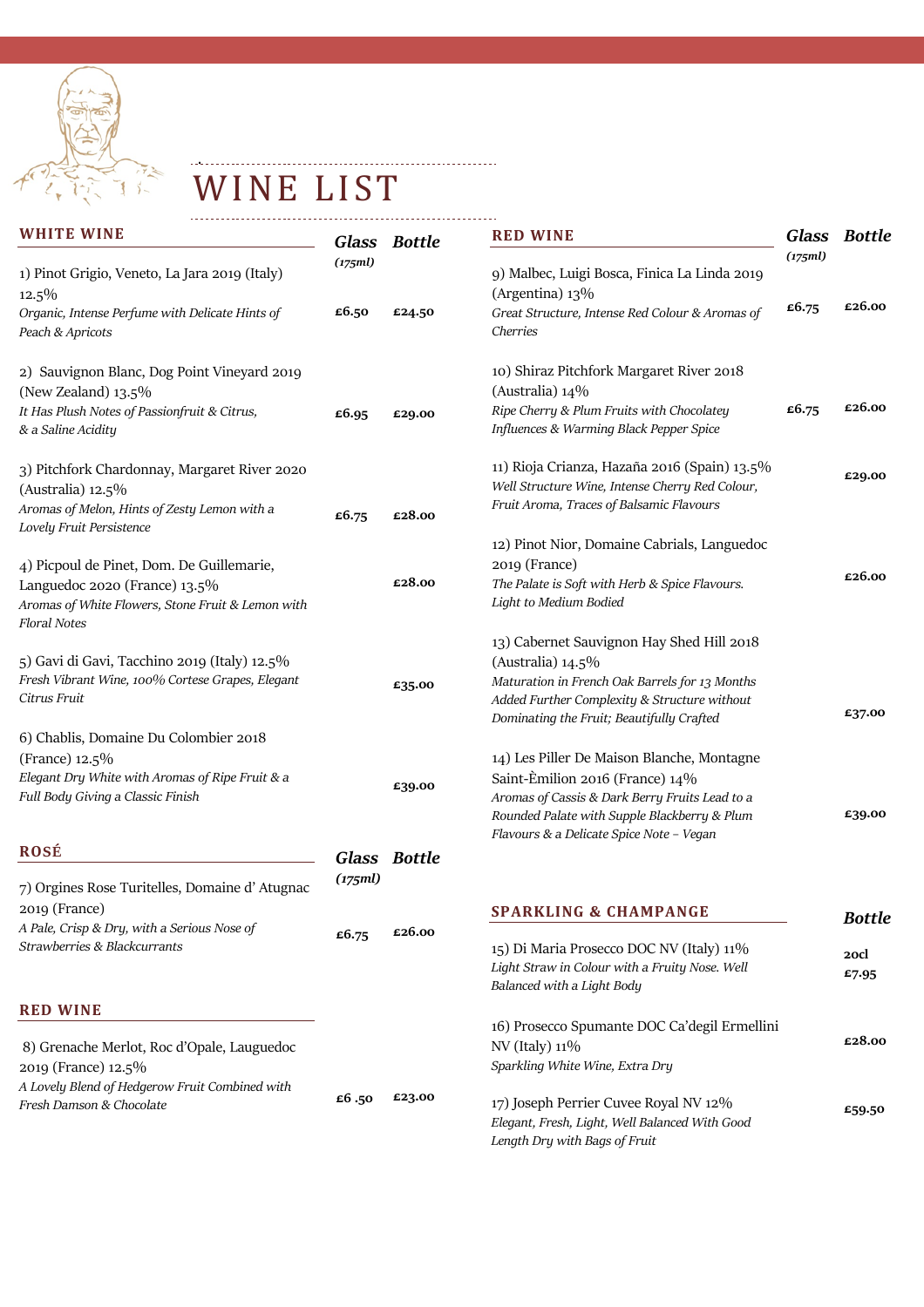# WINE LIST

## WHITE WINE

| | Glass (175ml) | Bottle |
|---|---|---|
| 1) Pinot Grigio, Veneto, La Jara 2019 (Italy) 12.5%<br>*Organic, Intense Perfume with Delicate Hints of Peach & Apricots* | £6.50 | £24.50 |
| 2) Sauvignon Blanc, Dog Point Vineyard 2019 (New Zealand) 13.5%<br>*It Has Plush Notes of Passionfruit & Citrus, & a Saline Acidity* | £6.95 | £29.00 |
| 3) Pitchfork Chardonnay, Margaret River 2020 (Australia) 12.5%<br>*Aromas of Melon, Hints of Zesty Lemon with a Lovely Fruit Persistence* | £6.75 | £28.00 |
| 4) Picpoul de Pinet, Dom. De Guillemarie, Languedoc 2020 (France) 13.5%<br>*Aromas of White Flowers, Stone Fruit & Lemon with Floral Notes* | | £28.00 |
| 5) Gavi di Gavi, Tacchino 2019 (Italy) 12.5%<br>*Fresh Vibrant Wine, 100% Cortese Grapes, Elegant Citrus Fruit* | | £35.00 |
| 6) Chablis, Domaine Du Colombier 2018 (France) 12.5%<br>*Elegant Dry White with Aromas of Ripe Fruit & a Full Body Giving a Classic Finish* | | £39.00 |

## ROSÉ

| | Glass (175ml) | Bottle |
|---|---|---|
| 7) Orgines Rose Turitelles, Domaine d' Atugnac 2019 (France)<br>*A Pale, Crisp & Dry, with a Serious Nose of Strawberries & Blackcurrants* | £6.75 | £26.00 |

## RED WINE

| | Glass (175ml) | Bottle |
|---|---|---|
| 8) Grenache Merlot, Roc d'Opale, Lauguedoc 2019 (France) 12.5%<br>*A Lovely Blend of Hedgerow Fruit Combined with Fresh Damson & Chocolate* | £6 .50 | £23.00 |
| 9) Malbec, Luigi Bosca, Finica La Linda 2019 (Argentina) 13%<br>*Great Structure, Intense Red Colour & Aromas of Cherries* | £6.75 | £26.00 |
| 10) Shiraz Pitchfork Margaret River 2018 (Australia) 14%<br>*Ripe Cherry & Plum Fruits with Chocolatey Influences & Warming Black Pepper Spice* | £6.75 | £26.00 |
| 11) Rioja Crianza, Hazaña 2016 (Spain) 13.5%<br>*Well Structure Wine, Intense Cherry Red Colour, Fruit Aroma, Traces of Balsamic Flavours* | | £29.00 |
| 12) Pinot Nior, Domaine Cabrials, Languedoc 2019 (France)<br>*The Palate is Soft with Herb & Spice Flavours. Light to Medium Bodied* | | £26.00 |
| 13) Cabernet Sauvignon Hay Shed Hill 2018 (Australia) 14.5%<br>*Maturation in French Oak Barrels for 13 Months Added Further Complexity & Structure without Dominating the Fruit; Beautifully Crafted* | | £37.00 |
| 14) Les Piller De Maison Blanche, Montagne Saint-Èmilion 2016 (France) 14%<br>*Aromas of Cassis & Dark Berry Fruits Lead to a Rounded Palate with Supple Blackberry & Plum Flavours & a Delicate Spice Note – Vegan* | | £39.00 |

## SPARKLING & CHAMPANGE

| | Bottle |
|---|---|
| 15) Di Maria Prosecco DOC NV (Italy) 11%<br>*Light Straw in Colour with a Fruity Nose. Well Balanced with a Light Body* | 20cl £7.95 |
| 16) Prosecco Spumante DOC Ca'degil Ermellini NV (Italy) 11%<br>*Sparkling White Wine, Extra Dry* | £28.00 |
| 17) Joseph Perrier Cuvee Royal NV 12%<br>*Elegant, Fresh, Light, Well Balanced With Good Length Dry with Bags of Fruit* | £59.50 |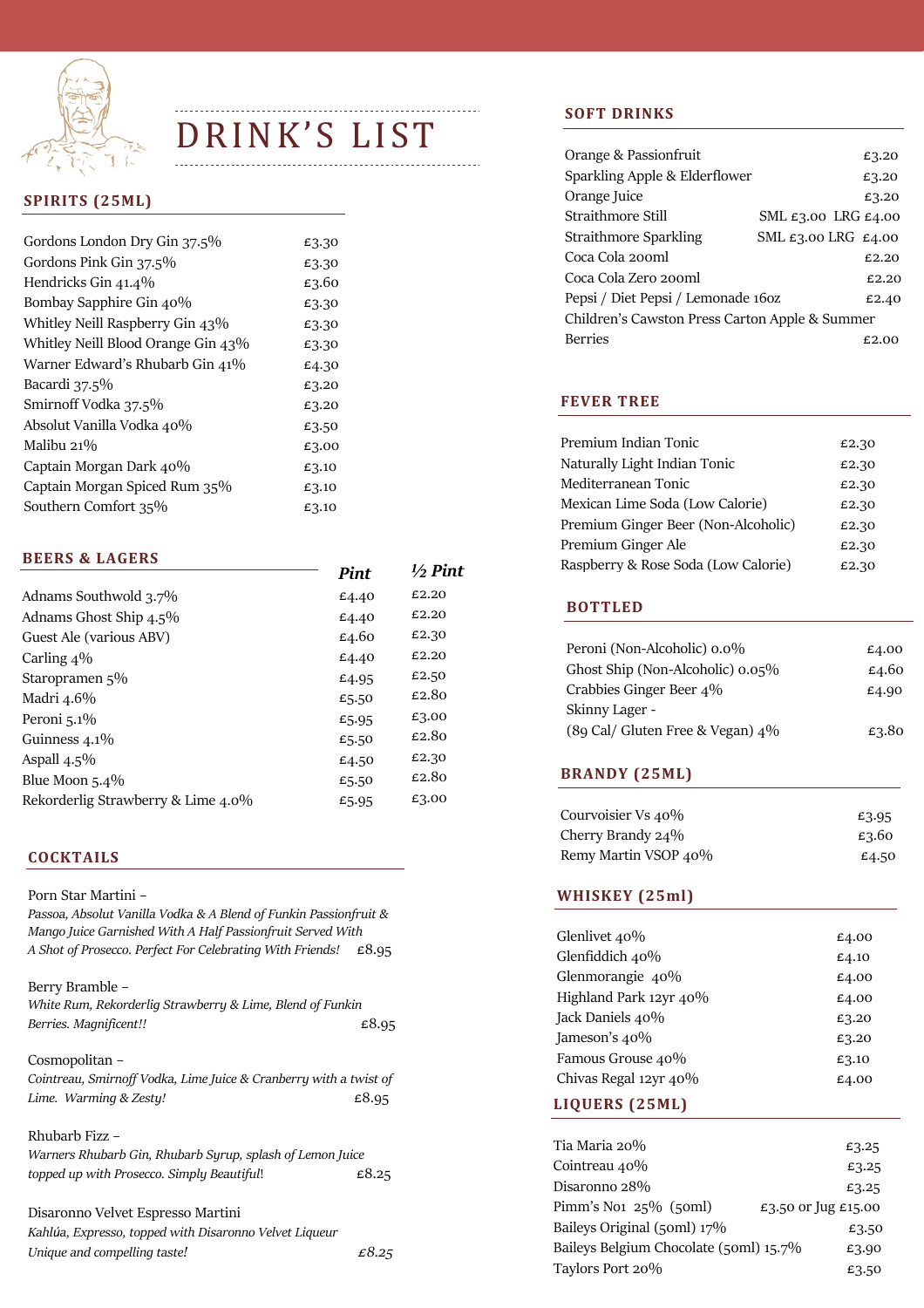# DRINK'S LIST

## SPIRITS (25ML)

| Item | Price |
|---|---|
| Gordons London Dry Gin 37.5% | £3.30 |
| Gordons Pink Gin 37.5% | £3.30 |
| Hendricks Gin 41.4% | £3.60 |
| Bombay Sapphire Gin 40% | £3.30 |
| Whitley Neill Raspberry Gin 43% | £3.30 |
| Whitley Neill Blood Orange Gin 43% | £3.30 |
| Warner Edward's Rhubarb Gin 41% | £4.30 |
| Bacardi 37.5% | £3.20 |
| Smirnoff Vodka 37.5% | £3.20 |
| Absolut Vanilla Vodka 40% | £3.50 |
| Malibu 21% | £3.00 |
| Captain Morgan Dark 40% | £3.10 |
| Captain Morgan Spiced Rum 35% | £3.10 |
| Southern Comfort 35% | £3.10 |

## BEERS & LAGERS

| Item | Pint | ½ Pint |
|---|---|---|
| Adnams Southwold 3.7% | £4.40 | £2.20 |
| Adnams Ghost Ship 4.5% | £4.40 | £2.20 |
| Guest Ale (various ABV) | £4.60 | £2.30 |
| Carling 4% | £4.40 | £2.20 |
| Staropramen 5% | £4.95 | £2.50 |
| Madri 4.6% | £5.50 | £2.80 |
| Peroni 5.1% | £5.95 | £3.00 |
| Guinness 4.1% | £5.50 | £2.80 |
| Aspall 4.5% | £4.50 | £2.30 |
| Blue Moon 5.4% | £5.50 | £2.80 |
| Rekorderlig Strawberry & Lime 4.0% | £5.95 | £3.00 |

## COCKTAILS

Porn Star Martini –
*Passoa, Absolut Vanilla Vodka & A Blend of Funkin Passionfruit & Mango Juice Garnished With A Half Passionfruit Served With A Shot of Prosecco. Perfect For Celebrating With Friends!* £8.95

Berry Bramble –
*White Rum, Rekorderlig Strawberry & Lime, Blend of Funkin Berries. Magnificent!!* £8.95

Cosmopolitan –
*Cointreau, Smirnoff Vodka, Lime Juice & Cranberry with a twist of Lime. Warming & Zesty!* £8.95

Rhubarb Fizz –
*Warners Rhubarb Gin, Rhubarb Syrup, splash of Lemon Juice topped up with Prosecco. Simply Beautiful!* £8.25

Disaronno Velvet Espresso Martini
*Kahlúa, Expresso, topped with Disaronno Velvet Liqueur Unique and compelling taste!* *£8.25*

## SOFT DRINKS

| Item | Price |
|---|---|
| Orange & Passionfruit | £3.20 |
| Sparkling Apple & Elderflower | £3.20 |
| Orange Juice | £3.20 |
| Straithmore Still | SML £3.00 LRG £4.00 |
| Straithmore Sparkling | SML £3.00 LRG £4.00 |
| Coca Cola 200ml | £2.20 |
| Coca Cola Zero 200ml | £2.20 |
| Pepsi / Diet Pepsi / Lemonade 16oz | £2.40 |
| Children's Cawston Press Carton Apple & Summer Berries | £2.00 |

## FEVER TREE

| Item | Price |
|---|---|
| Premium Indian Tonic | £2.30 |
| Naturally Light Indian Tonic | £2.30 |
| Mediterranean Tonic | £2.30 |
| Mexican Lime Soda (Low Calorie) | £2.30 |
| Premium Ginger Beer (Non-Alcoholic) | £2.30 |
| Premium Ginger Ale | £2.30 |
| Raspberry & Rose Soda (Low Calorie) | £2.30 |

## BOTTLED

| Item | Price |
|---|---|
| Peroni (Non-Alcoholic) 0.0% | £4.00 |
| Ghost Ship (Non-Alcoholic) 0.05% | £4.60 |
| Crabbies Ginger Beer 4% | £4.90 |
| Skinny Lager - (89 Cal/ Gluten Free & Vegan) 4% | £3.80 |

## BRANDY (25ML)

| Item | Price |
|---|---|
| Courvoisier Vs 40% | £3.95 |
| Cherry Brandy 24% | £3.60 |
| Remy Martin VSOP 40% | £4.50 |

## WHISKEY (25ml)

| Item | Price |
|---|---|
| Glenlivet 40% | £4.00 |
| Glenfiddich 40% | £4.10 |
| Glenmorangie 40% | £4.00 |
| Highland Park 12yr 40% | £4.00 |
| Jack Daniels 40% | £3.20 |
| Jameson's 40% | £3.20 |
| Famous Grouse 40% | £3.10 |
| Chivas Regal 12yr 40% | £4.00 |

## LIQUERS (25ML)

| Item | Price |
|---|---|
| Tia Maria 20% | £3.25 |
| Cointreau 40% | £3.25 |
| Disaronno 28% | £3.25 |
| Pimm's No1 25% (50ml) | £3.50 or Jug £15.00 |
| Baileys Original (50ml) 17% | £3.50 |
| Baileys Belgium Chocolate (50ml) 15.7% | £3.90 |
| Taylors Port 20% | £3.50 |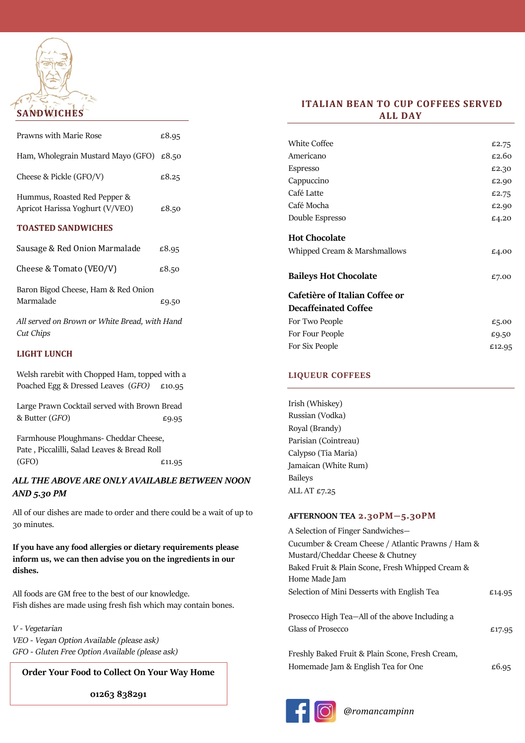## SANDWICHES

| | |
|---|---|
| Prawns with Marie Rose | £8.95 |
| Ham, Wholegrain Mustard Mayo (GFO) | £8.50 |
| Cheese & Pickle (GFO/V) | £8.25 |
| Hummus, Roasted Red Pepper & Apricot Harissa Yoghurt (V/VEO) | £8.50 |

## TOASTED SANDWICHES

| | |
|---|---|
| Sausage & Red Onion Marmalade | £8.95 |
| Cheese & Tomato (VEO/V) | £8.50 |
| Baron Bigod Cheese, Ham & Red Onion Marmalade | £9.50 |

*All served on Brown or White Bread, with Hand Cut Chips*

## LIGHT LUNCH

| | |
|---|---|
| Welsh rarebit with Chopped Ham, topped with a Poached Egg & Dressed Leaves *(GFO)* | £10.95 |
| Large Prawn Cocktail served with Brown Bread & Butter *(GFO)* | £9.95 |
| Farmhouse Ploughmans- Cheddar Cheese, Pate , Piccalilli, Salad Leaves & Bread Roll (GFO) | £11.95 |

***ALL THE ABOVE ARE ONLY AVAILABLE BETWEEN NOON AND 5.30 PM***

All of our dishes are made to order and there could be a wait of up to 30 minutes.

**If you have any food allergies or dietary requirements please inform us, we can then advise you on the ingredients in our dishes.**

All foods are GM free to the best of our knowledge.
Fish dishes are made using fresh fish which may contain bones.

*V - Vegetarian*
*VEO - Vegan Option Available (please ask)*
*GFO - Gluten Free Option Available (please ask)*

**Order Your Food to Collect On Your Way Home**

**01263 838291**

## ITALIAN BEAN TO CUP COFFEES SERVED ALL DAY

| | |
|---|---|
| White Coffee | £2.75 |
| Americano | £2.60 |
| Espresso | £2.30 |
| Cappuccino | £2.90 |
| Café Latte | £2.75 |
| Café Mocha | £2.90 |
| Double Espresso | £4.20 |

**Hot Chocolate**

| | |
|---|---|
| Whipped Cream & Marshmallows | £4.00 |
| **Baileys Hot Chocolate** | £7.00 |

**Cafetière of Italian Coffee or Decaffeinated Coffee**

| | |
|---|---|
| For Two People | £5.00 |
| For Four People | £9.50 |
| For Six People | £12.95 |

## LIQUEUR COFFEES

Irish (Whiskey)
Russian (Vodka)
Royal (Brandy)
Parisian (Cointreau)
Calypso (Tia Maria)
Jamaican (White Rum)
Baileys
ALL AT £7.25

## AFTERNOON TEA 2.30PM–5.30PM

A Selection of Finger Sandwiches—
Cucumber & Cream Cheese / Atlantic Prawns / Ham & Mustard/Cheddar Cheese & Chutney
Baked Fruit & Plain Scone, Fresh Whipped Cream & Home Made Jam
Selection of Mini Desserts with English Tea — £14.95

Prosecco High Tea—All of the above Including a Glass of Prosecco — £17.95

Freshly Baked Fruit & Plain Scone, Fresh Cream, Homemade Jam & English Tea for One — £6.95

*@romancampinn*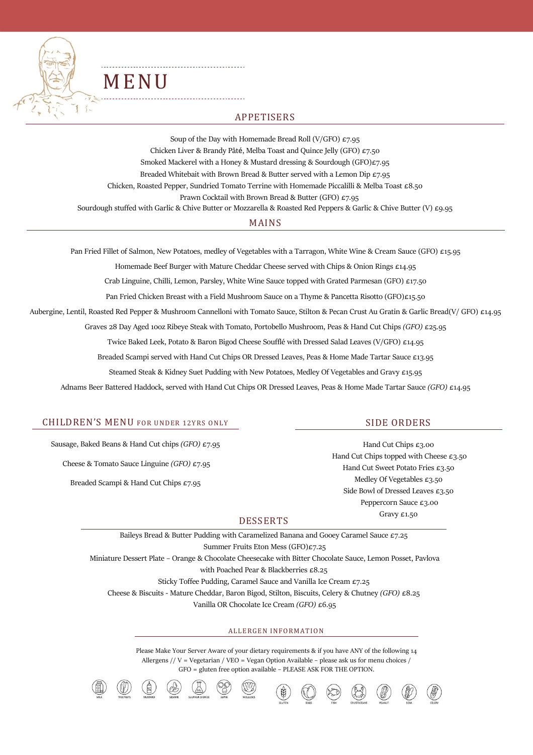# MENU

## APPETISERS

Soup of the Day with Homemade Bread Roll (V/GFO) £7.95

Chicken Liver & Brandy Pâté, Melba Toast and Quince Jelly (GFO) £7.50

Smoked Mackerel with a Honey & Mustard dressing & Sourdough (GFO)£7.95

Breaded Whitebait with Brown Bread & Butter served with a Lemon Dip £7.95

Chicken, Roasted Pepper, Sundried Tomato Terrine with Homemade Piccalilli & Melba Toast £8.50

Prawn Cocktail with Brown Bread & Butter (GFO) £7.95

Sourdough stuffed with Garlic & Chive Butter or Mozzarella & Roasted Red Peppers & Garlic & Chive Butter (V) £9.95

## MAINS

Pan Fried Fillet of Salmon, New Potatoes, medley of Vegetables with a Tarragon, White Wine & Cream Sauce (GFO) £15.95

Homemade Beef Burger with Mature Cheddar Cheese served with Chips & Onion Rings £14.95

Crab Linguine, Chilli, Lemon, Parsley, White Wine Sauce topped with Grated Parmesan (GFO) £17.50

Pan Fried Chicken Breast with a Field Mushroom Sauce on a Thyme & Pancetta Risotto (GFO)£15.50

Aubergine, Lentil, Roasted Red Pepper & Mushroom Cannelloni with Tomato Sauce, Stilton & Pecan Crust Au Gratin & Garlic Bread(V/ GFO) £14.95

Graves 28 Day Aged 10oz Ribeye Steak with Tomato, Portobello Mushroom, Peas & Hand Cut Chips *(GFO)* £25.95

Twice Baked Leek, Potato & Baron Bigod Cheese Soufflé with Dressed Salad Leaves (V/GFO) £14.95

Breaded Scampi served with Hand Cut Chips OR Dressed Leaves, Peas & Home Made Tartar Sauce £13.95

Steamed Steak & Kidney Suet Pudding with New Potatoes, Medley Of Vegetables and Gravy £15.95

Adnams Beer Battered Haddock, served with Hand Cut Chips OR Dressed Leaves, Peas & Home Made Tartar Sauce *(GFO)* £14.95

## CHILDREN'S MENU FOR UNDER 12YRS ONLY

Sausage, Baked Beans & Hand Cut chips *(GFO)* £7.95

Cheese & Tomato Sauce Linguine *(GFO)* £7.95

Breaded Scampi & Hand Cut Chips £7.95

## SIDE ORDERS

Hand Cut Chips £3.00

Hand Cut Chips topped with Cheese £3.50

Hand Cut Sweet Potato Fries £3.50

Medley Of Vegetables £3.50

Side Bowl of Dressed Leaves £3.50

Peppercorn Sauce £3.00

Gravy £1.50

## DESSERTS

Baileys Bread & Butter Pudding with Caramelized Banana and Gooey Caramel Sauce £7.25

Summer Fruits Eton Mess (GFO)£7.25

Miniature Dessert Plate – Orange & Chocolate Cheesecake with Bitter Chocolate Sauce, Lemon Posset, Pavlova with Poached Pear & Blackberries £8.25

Sticky Toffee Pudding, Caramel Sauce and Vanilla Ice Cream £7.25

Cheese & Biscuits - Mature Cheddar, Baron Bigod, Stilton, Biscuits, Celery & Chutney *(GFO)* £8.25

Vanilla OR Chocolate Ice Cream *(GFO)* £6.95

### ALLERGEN INFORMATION

Please Make Your Server Aware of your dietary requirements & if you have ANY of the following 14 Allergens // V = Vegetarian / VEO = Vegan Option Available – please ask us for menu choices / GFO = gluten free option available – PLEASE ASK FOR THE OPTION.

MILK TREE NUTS MUSTARD SESAME SULPHUR DIOXIDE LUPIN MOLLUSCS GLUTEN EGGS FISH CRUSTACEANS PEANUT SOYA CELERY